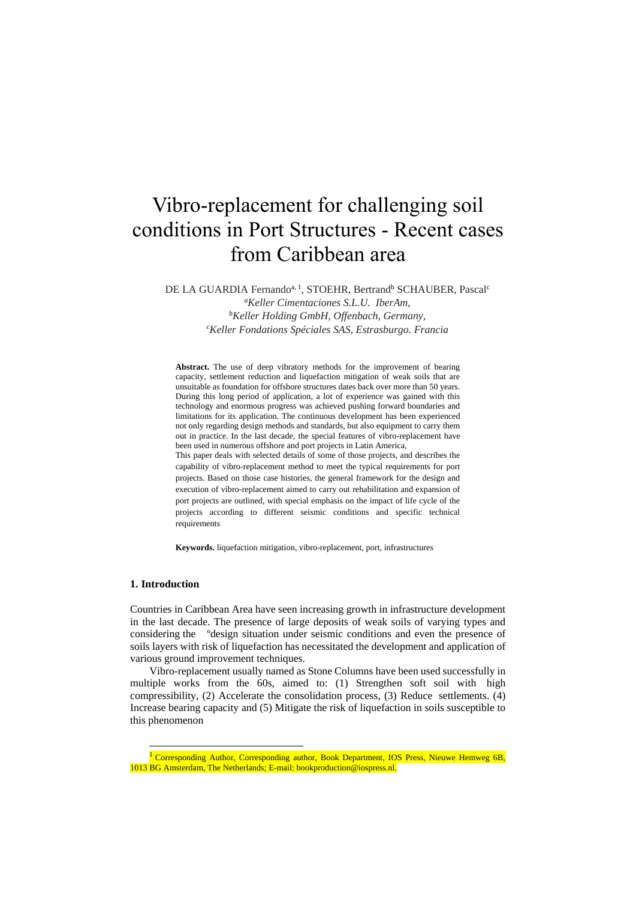# Vibro-replacement for challenging soil conditions in Port Structures - Recent cases from Caribbean area

DE LA GUARDIA Fernando[a, 1], STOEHR, Bertrand[b] SCHAUBER, Pascal[c]

[a]*Keller Cimentaciones S.L.U. IberAm,*
[b]*Keller Holding GmbH, Offenbach, Germany,*
[c]*Keller Fondations Spéciales SAS, Estrasburgo. Francia*

**Abstract.** The use of deep vibratory methods for the improvement of bearing capacity, settlement reduction and liquefaction mitigation of weak soils that are unsuitable as foundation for offshore structures dates back over more than 50 years. During this long period of application, a lot of experience was gained with this technology and enormous progress was achieved pushing forward boundaries and limitations for its application. The continuous development has been experienced not only regarding design methods and standards, but also equipment to carry them out in practice. In the last decade, the special features of vibro-replacement have been used in numerous offshore and port projects in Latin America,
This paper deals with selected details of some of those projects, and describes the capability of vibro-replacement method to meet the typical requirements for port projects. Based on those case histories, the general framework for the design and execution of vibro-replacement aimed to carry out rehabilitation and expansion of port projects are outlined, with special emphasis on the impact of life cycle of the projects according to different seismic conditions and specific technical requirements

**Keywords.** liquefaction mitigation, vibro-replacement, port, infrastructures

## 1. Introduction

Countries in Caribbean Area have seen increasing growth in infrastructure development in the last decade. The presence of large deposits of weak soils of varying types and considering the ºdesign situation under seismic conditions and even the presence of soils layers with risk of liquefaction has necessitated the development and application of various ground improvement techniques.

Vibro-replacement usually named as Stone Columns have been used successfully in multiple works from the 60s, aimed to: (1) Strengthen soft soil with high compressibility, (2) Accelerate the consolidation process, (3) Reduce settlements. (4) Increase bearing capacity and (5) Mitigate the risk of liquefaction in soils susceptible to this phenomenon

[1] Corresponding Author, Corresponding author, Book Department, IOS Press, Nieuwe Hemweg 6B, 1013 BG Amsterdam, The Netherlands; E-mail: bookproduction@iospress.nl.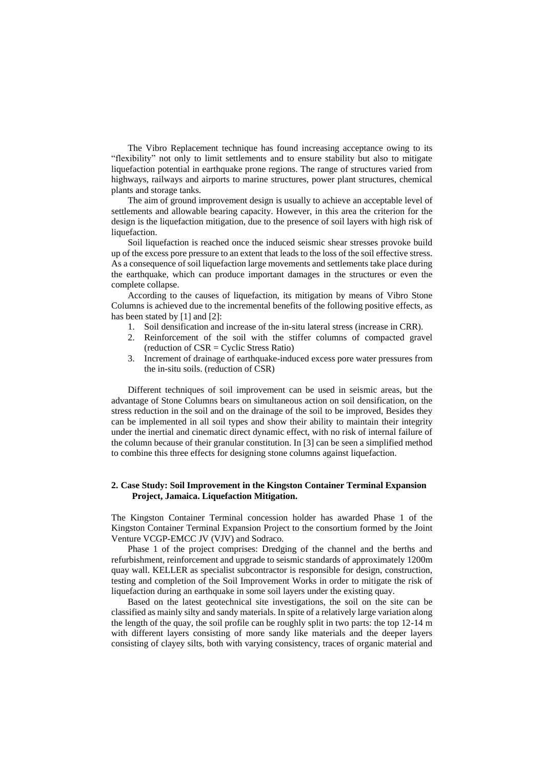The Vibro Replacement technique has found increasing acceptance owing to its "flexibility" not only to limit settlements and to ensure stability but also to mitigate liquefaction potential in earthquake prone regions. The range of structures varied from highways, railways and airports to marine structures, power plant structures, chemical plants and storage tanks.

The aim of ground improvement design is usually to achieve an acceptable level of settlements and allowable bearing capacity. However, in this area the criterion for the design is the liquefaction mitigation, due to the presence of soil layers with high risk of liquefaction.

Soil liquefaction is reached once the induced seismic shear stresses provoke build up of the excess pore pressure to an extent that leads to the loss of the soil effective stress. As a consequence of soil liquefaction large movements and settlements take place during the earthquake, which can produce important damages in the structures or even the complete collapse.

According to the causes of liquefaction, its mitigation by means of Vibro Stone Columns is achieved due to the incremental benefits of the following positive effects, as has been stated by [1] and [2]:

1. Soil densification and increase of the in-situ lateral stress (increase in CRR).
2. Reinforcement of the soil with the stiffer columns of compacted gravel (reduction of CSR = Cyclic Stress Ratio)
3. Increment of drainage of earthquake-induced excess pore water pressures from the in-situ soils. (reduction of CSR)

Different techniques of soil improvement can be used in seismic areas, but the advantage of Stone Columns bears on simultaneous action on soil densification, on the stress reduction in the soil and on the drainage of the soil to be improved, Besides they can be implemented in all soil types and show their ability to maintain their integrity under the inertial and cinematic direct dynamic effect, with no risk of internal failure of the column because of their granular constitution. In [3] can be seen a simplified method to combine this three effects for designing stone columns against liquefaction.

## 2. Case Study: Soil Improvement in the Kingston Container Terminal Expansion Project, Jamaica. Liquefaction Mitigation.

The Kingston Container Terminal concession holder has awarded Phase 1 of the Kingston Container Terminal Expansion Project to the consortium formed by the Joint Venture VCGP-EMCC JV (VJV) and Sodraco.

Phase 1 of the project comprises: Dredging of the channel and the berths and refurbishment, reinforcement and upgrade to seismic standards of approximately 1200m quay wall. KELLER as specialist subcontractor is responsible for design, construction, testing and completion of the Soil Improvement Works in order to mitigate the risk of liquefaction during an earthquake in some soil layers under the existing quay.

Based on the latest geotechnical site investigations, the soil on the site can be classified as mainly silty and sandy materials. In spite of a relatively large variation along the length of the quay, the soil profile can be roughly split in two parts: the top 12-14 m with different layers consisting of more sandy like materials and the deeper layers consisting of clayey silts, both with varying consistency, traces of organic material and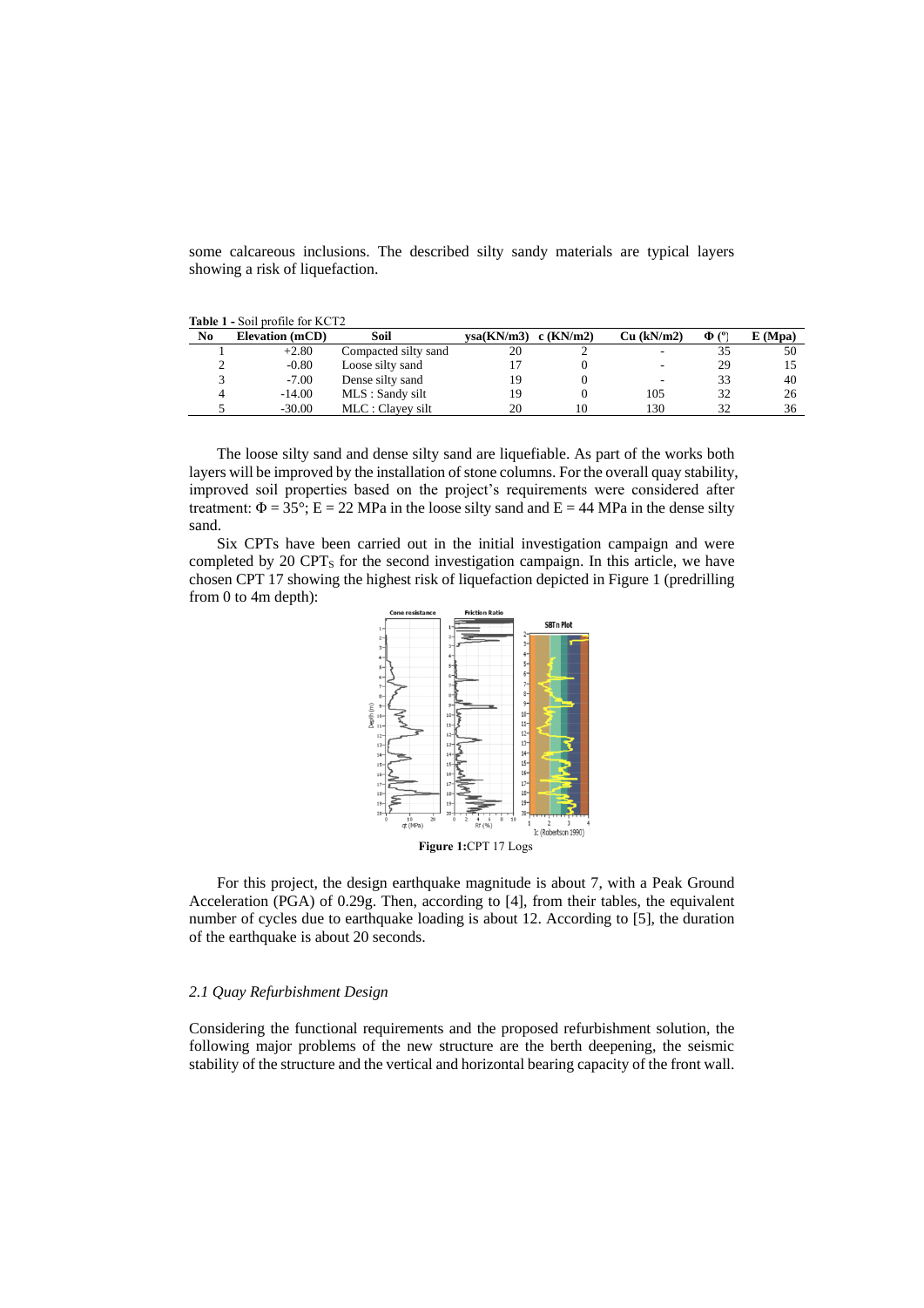some calcareous inclusions. The described silty sandy materials are typical layers showing a risk of liquefaction.

**Table 1 -** Soil profile for KCT2

| No | Elevation (mCD) | Soil | γsa(KN/m3) | c (KN/m2) | Cu (kN/m2) | Φ (°) | E (Mpa) |
|---|---|---|---|---|---|---|---|
| 1 | +2.80 | Compacted silty sand | 20 | 2 | - | 35 | 50 |
| 2 | -0.80 | Loose silty sand | 17 | 0 | - | 29 | 15 |
| 3 | -7.00 | Dense silty sand | 19 | 0 | - | 33 | 40 |
| 4 | -14.00 | MLS : Sandy silt | 19 | 0 | 105 | 32 | 26 |
| 5 | -30.00 | MLC : Clayey silt | 20 | 10 | 130 | 32 | 36 |

The loose silty sand and dense silty sand are liquefiable. As part of the works both layers will be improved by the installation of stone columns. For the overall quay stability, improved soil properties based on the project's requirements were considered after treatment: Φ = 35°; E = 22 MPa in the loose silty sand and E = 44 MPa in the dense silty sand.

Six CPTs have been carried out in the initial investigation campaign and were completed by 20 $CPT_S$ for the second investigation campaign. In this article, we have chosen CPT 17 showing the highest risk of liquefaction depicted in Figure 1 (predrilling from 0 to 4m depth):

**Figure 1:** CPT 17 Logs

For this project, the design earthquake magnitude is about 7, with a Peak Ground Acceleration (PGA) of 0.29g. Then, according to [4], from their tables, the equivalent number of cycles due to earthquake loading is about 12. According to [5], the duration of the earthquake is about 20 seconds.

### *2.1 Quay Refurbishment Design*

Considering the functional requirements and the proposed refurbishment solution, the following major problems of the new structure are the berth deepening, the seismic stability of the structure and the vertical and horizontal bearing capacity of the front wall.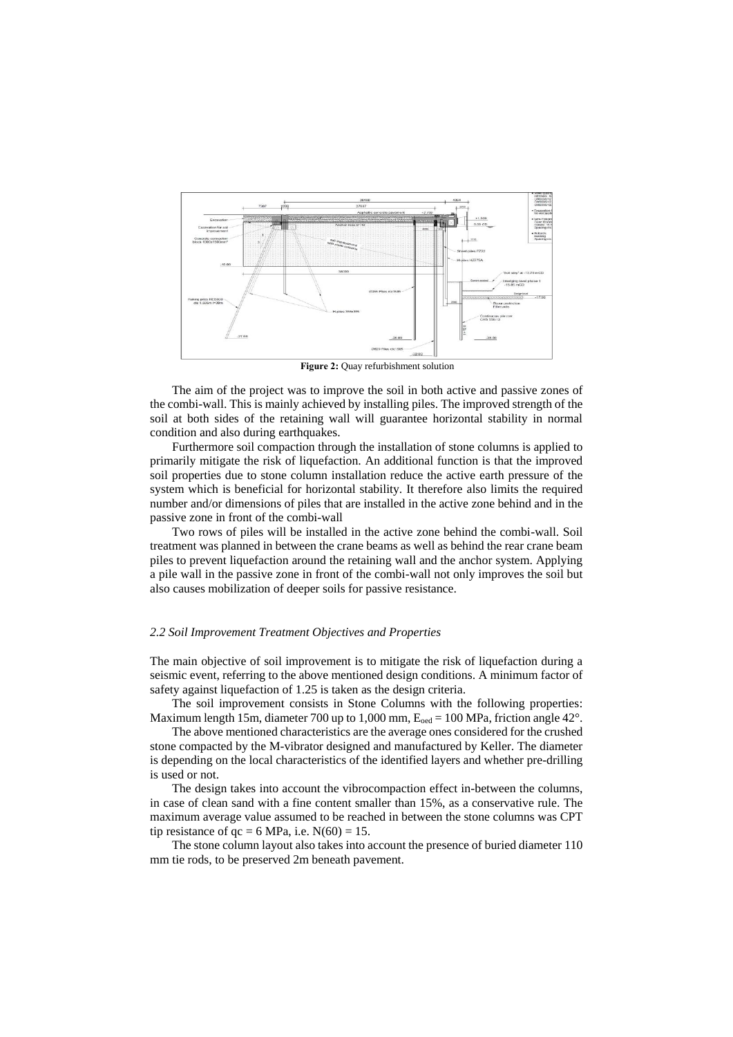**Figure 2:** Quay refurbishment solution

The aim of the project was to improve the soil in both active and passive zones of the combi-wall. This is mainly achieved by installing piles. The improved strength of the soil at both sides of the retaining wall will guarantee horizontal stability in normal condition and also during earthquakes.

Furthermore soil compaction through the installation of stone columns is applied to primarily mitigate the risk of liquefaction. An additional function is that the improved soil properties due to stone column installation reduce the active earth pressure of the system which is beneficial for horizontal stability. It therefore also limits the required number and/or dimensions of piles that are installed in the active zone behind and in the passive zone in front of the combi-wall

Two rows of piles will be installed in the active zone behind the combi-wall. Soil treatment was planned in between the crane beams as well as behind the rear crane beam piles to prevent liquefaction around the retaining wall and the anchor system. Applying a pile wall in the passive zone in front of the combi-wall not only improves the soil but also causes mobilization of deeper soils for passive resistance.

### *2.2 Soil Improvement Treatment Objectives and Properties*

The main objective of soil improvement is to mitigate the risk of liquefaction during a seismic event, referring to the above mentioned design conditions. A minimum factor of safety against liquefaction of 1.25 is taken as the design criteria.

The soil improvement consists in Stone Columns with the following properties: Maximum length 15m, diameter 700 up to 1,000 mm, $E_{oed}$ = 100 MPa, friction angle 42°.

The above mentioned characteristics are the average ones considered for the crushed stone compacted by the M-vibrator designed and manufactured by Keller. The diameter is depending on the local characteristics of the identified layers and whether pre-drilling is used or not.

The design takes into account the vibrocompaction effect in-between the columns, in case of clean sand with a fine content smaller than 15%, as a conservative rule. The maximum average value assumed to be reached in between the stone columns was CPT tip resistance of qc = 6 MPa, i.e. N(60) = 15.

The stone column layout also takes into account the presence of buried diameter 110 mm tie rods, to be preserved 2m beneath pavement.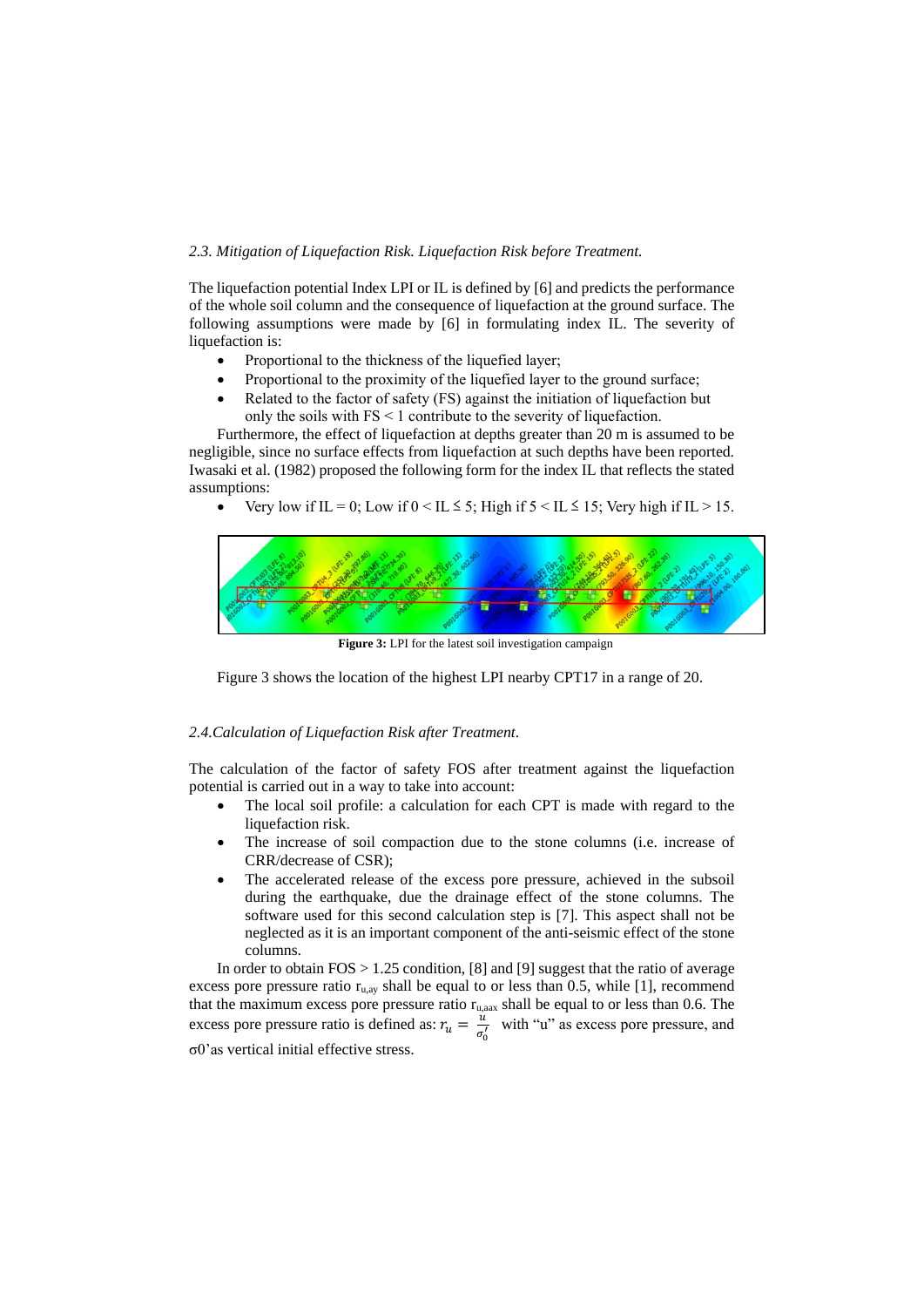*2.3. Mitigation of Liquefaction Risk. Liquefaction Risk before Treatment.*

The liquefaction potential Index LPI or IL is defined by [6] and predicts the performance of the whole soil column and the consequence of liquefaction at the ground surface. The following assumptions were made by [6] in formulating index IL. The severity of liquefaction is:

- Proportional to the thickness of the liquefied layer;
- Proportional to the proximity of the liquefied layer to the ground surface;
- Related to the factor of safety (FS) against the initiation of liquefaction but only the soils with FS < 1 contribute to the severity of liquefaction.

Furthermore, the effect of liquefaction at depths greater than 20 m is assumed to be negligible, since no surface effects from liquefaction at such depths have been reported. Iwasaki et al. (1982) proposed the following form for the index IL that reflects the stated assumptions:

- Very low if IL = 0; Low if 0 < IL ≤ 5; High if 5 < IL ≤ 15; Very high if IL > 15.

**Figure 3:** LPI for the latest soil investigation campaign

Figure 3 shows the location of the highest LPI nearby CPT17 in a range of 20.

*2.4.Calculation of Liquefaction Risk after Treatment.*

The calculation of the factor of safety FOS after treatment against the liquefaction potential is carried out in a way to take into account:

- The local soil profile: a calculation for each CPT is made with regard to the liquefaction risk.
- The increase of soil compaction due to the stone columns (i.e. increase of CRR/decrease of CSR);
- The accelerated release of the excess pore pressure, achieved in the subsoil during the earthquake, due the drainage effect of the stone columns. The software used for this second calculation step is [7]. This aspect shall not be neglected as it is an important component of the anti-seismic effect of the stone columns.

In order to obtain FOS > 1.25 condition, [8] and [9] suggest that the ratio of average excess pore pressure ratio $r_{u,ay}$ shall be equal to or less than 0.5, while [1], recommend that the maximum excess pore pressure ratio $r_{u,aax}$ shall be equal to or less than 0.6. The excess pore pressure ratio is defined as: $r_u = \frac{u}{\sigma_0'}$ with "u" as excess pore pressure, and σ0'as vertical initial effective stress.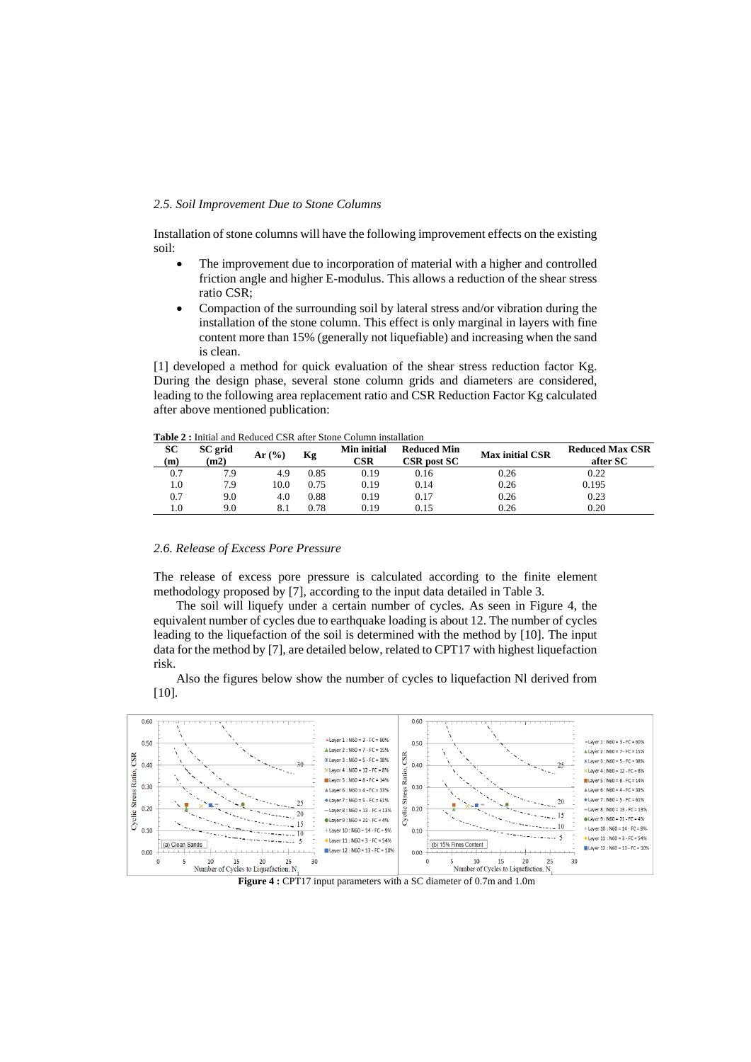### 2.5. Soil Improvement Due to Stone Columns

Installation of stone columns will have the following improvement effects on the existing soil:

- The improvement due to incorporation of material with a higher and controlled friction angle and higher E-modulus. This allows a reduction of the shear stress ratio CSR;
- Compaction of the surrounding soil by lateral stress and/or vibration during the installation of the stone column. This effect is only marginal in layers with fine content more than 15% (generally not liquefiable) and increasing when the sand is clean.

[1] developed a method for quick evaluation of the shear stress reduction factor Kg. During the design phase, several stone column grids and diameters are considered, leading to the following area replacement ratio and CSR Reduction Factor Kg calculated after above mentioned publication:

**Table 2 :** Initial and Reduced CSR after Stone Column installation

| SC (m) | SC grid (m2) | Ar (%) | Kg | Min initial CSR | Reduced Min CSR post SC | Max initial CSR | Reduced Max CSR after SC |
|---|---|---|---|---|---|---|---|
| 0.7 | 7.9 | 4.9 | 0.85 | 0.19 | 0.16 | 0.26 | 0.22 |
| 1.0 | 7.9 | 10.0 | 0.75 | 0.19 | 0.14 | 0.26 | 0.195 |
| 0.7 | 9.0 | 4.0 | 0.88 | 0.19 | 0.17 | 0.26 | 0.23 |
| 1.0 | 9.0 | 8.1 | 0.78 | 0.19 | 0.15 | 0.26 | 0.20 |

### 2.6. Release of Excess Pore Pressure

The release of excess pore pressure is calculated according to the finite element methodology proposed by [7], according to the input data detailed in Table 3.

The soil will liquefy under a certain number of cycles. As seen in Figure 4, the equivalent number of cycles due to earthquake loading is about 12. The number of cycles leading to the liquefaction of the soil is determined with the method by [10]. The input data for the method by [7], are detailed below, related to CPT17 with highest liquefaction risk.

Also the figures below show the number of cycles to liquefaction Nl derived from [10].

**Figure 4 :** CPT17 input parameters with a SC diameter of 0.7m and 1.0m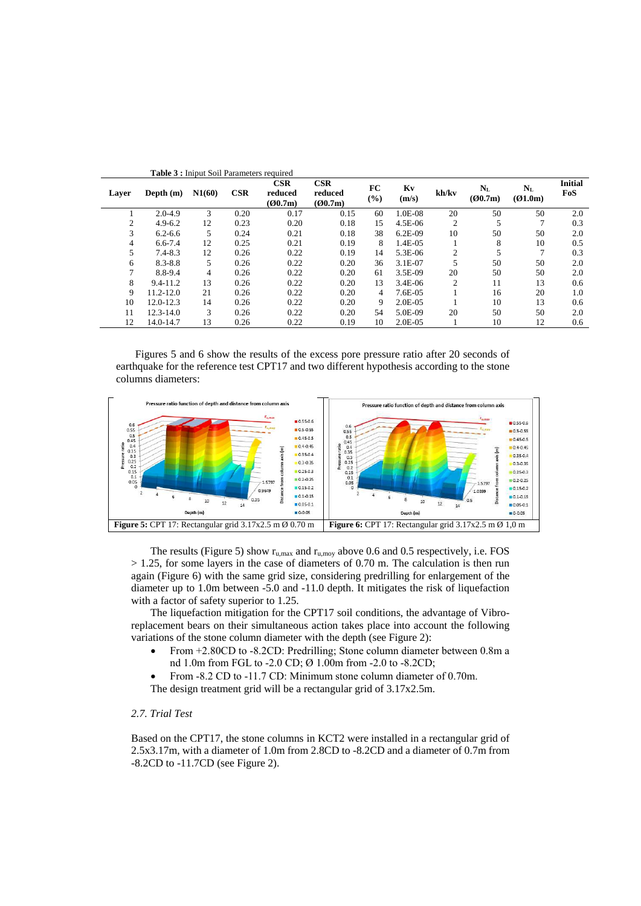**Table 3 :** Iniput Soil Parameters required

| Layer | Depth (m) | N1(60) | CSR | CSR reduced (Ø0.7m) | CSR reduced (Ø0.7m) | FC (%) | Kv (m/s) | kh/kv | $N_L$ (Ø0.7m) | $N_L$ (Ø1.0m) | Initial FoS |
|---|---|---|---|---|---|---|---|---|---|---|---|
| 1 | 2.0-4.9 | 3 | 0.20 | 0.17 | 0.15 | 60 | 1.0E-08 | 20 | 50 | 50 | 2.0 |
| 2 | 4.9-6.2 | 12 | 0.23 | 0.20 | 0.18 | 15 | 4.5E-06 | 2 | 5 | 7 | 0.3 |
| 3 | 6.2-6.6 | 5 | 0.24 | 0.21 | 0.18 | 38 | 6.2E-09 | 10 | 50 | 50 | 2.0 |
| 4 | 6.6-7.4 | 12 | 0.25 | 0.21 | 0.19 | 8 | 1.4E-05 | 1 | 8 | 10 | 0.5 |
| 5 | 7.4-8.3 | 12 | 0.26 | 0.22 | 0.19 | 14 | 5.3E-06 | 2 | 5 | 7 | 0.3 |
| 6 | 8.3-8.8 | 5 | 0.26 | 0.22 | 0.20 | 36 | 3.1E-07 | 5 | 50 | 50 | 2.0 |
| 7 | 8.8-9.4 | 4 | 0.26 | 0.22 | 0.20 | 61 | 3.5E-09 | 20 | 50 | 50 | 2.0 |
| 8 | 9.4-11.2 | 13 | 0.26 | 0.22 | 0.20 | 13 | 3.4E-06 | 2 | 11 | 13 | 0.6 |
| 9 | 11.2-12.0 | 21 | 0.26 | 0.22 | 0.20 | 4 | 7.6E-05 | 1 | 16 | 20 | 1.0 |
| 10 | 12.0-12.3 | 14 | 0.26 | 0.22 | 0.20 | 9 | 2.0E-05 | 1 | 10 | 13 | 0.6 |
| 11 | 12.3-14.0 | 3 | 0.26 | 0.22 | 0.20 | 54 | 5.0E-09 | 20 | 50 | 50 | 2.0 |
| 12 | 14.0-14.7 | 13 | 0.26 | 0.22 | 0.19 | 10 | 2.0E-05 | 1 | 10 | 12 | 0.6 |

Figures 5 and 6 show the results of the excess pore pressure ratio after 20 seconds of earthquake for the reference test CPT17 and two different hypothesis according to the stone columns diameters:

**Figure 5:** CPT 17: Rectangular grid 3.17x2.5 m Ø 0.70 m

**Figure 6:** CPT 17: Rectangular grid 3.17x2.5 m Ø 1,0 m

The results (Figure 5) show $r_{u,max}$ and $r_{u,moy}$ above 0.6 and 0.5 respectively, i.e. FOS > 1.25, for some layers in the case of diameters of 0.70 m. The calculation is then run again (Figure 6) with the same grid size, considering predrilling for enlargement of the diameter up to 1.0m between -5.0 and -11.0 depth. It mitigates the risk of liquefaction with a factor of safety superior to 1.25.

The liquefaction mitigation for the CPT17 soil conditions, the advantage of Vibro-replacement bears on their simultaneous action takes place into account the following variations of the stone column diameter with the depth (see Figure 2):

- From +2.80CD to -8.2CD: Predrilling; Stone column diameter between 0.8m a nd 1.0m from FGL to -2.0 CD; Ø 1.00m from -2.0 to -8.2CD;
- From -8.2 CD to -11.7 CD: Minimum stone column diameter of 0.70m.

The design treatment grid will be a rectangular grid of 3.17x2.5m.

### *2.7. Trial Test*

Based on the CPT17, the stone columns in KCT2 were installed in a rectangular grid of 2.5x3.17m, with a diameter of 1.0m from 2.8CD to -8.2CD and a diameter of 0.7m from -8.2CD to -11.7CD (see Figure 2).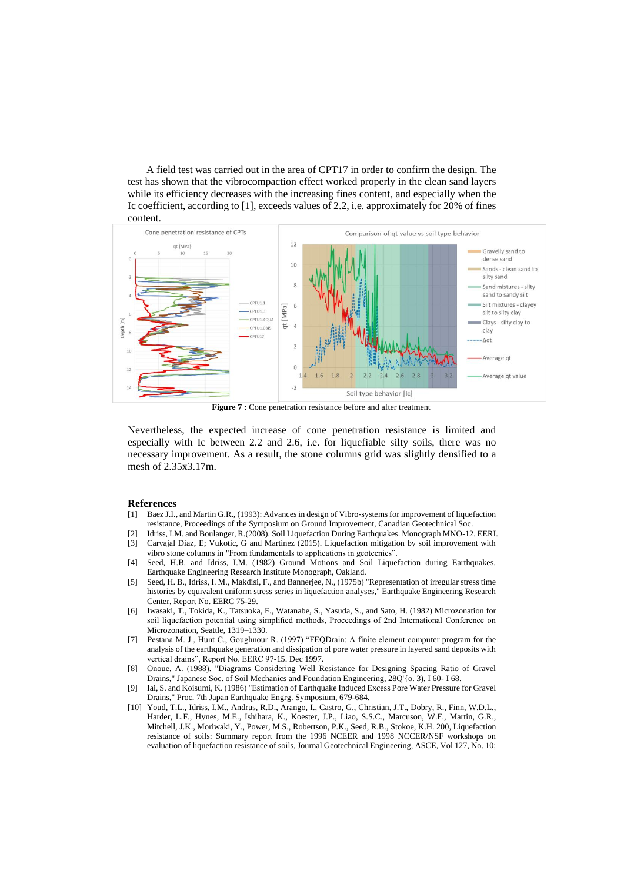A field test was carried out in the area of CPT17 in order to confirm the design. The test has shown that the vibrocompaction effect worked properly in the clean sand layers while its efficiency decreases with the increasing fines content, and especially when the Ic coefficient, according to [1], exceeds values of 2.2, i.e. approximately for 20% of fines content.

Cone penetration resistance of CPTs

qt [MPa]

0 5 10 15 20

Depth [m]

0 2 4 6 8 10 12 14

CPTU1.1
CPTU1.3
CPTU1.4QUA
CPTU1.6BIS
CPTU17

Comparison of qt value vs soil type behavior

qt [MPa]

12 10 8 6 4 2 0 -2

Soil type behavior [Ic]

1.4 1.6 1.8 2 2.2 2.4 2.6 2.8 3 3.2

Gravelly sand to dense sand
Sands - clean sand to silty sand
Sand mixtures - silty sand to sandy silt
Silt mixtures - clayey silt to silty clay
Clays - silty clay to clay
Δqt
Average qt
Average qt value

**Figure 7 :** Cone penetration resistance before and after treatment

Nevertheless, the expected increase of cone penetration resistance is limited and especially with Ic between 2.2 and 2.6, i.e. for liquefiable silty soils, there was no necessary improvement. As a result, the stone columns grid was slightly densified to a mesh of 2.35x3.17m.

## References

[1] Baez J.I., and Martin G.R., (1993): Advances in design of Vibro-systems for improvement of liquefaction resistance, Proceedings of the Symposium on Ground Improvement, Canadian Geotechnical Soc.

[2] Idriss, I.M. and Boulanger, R.(2008). Soil Liquefaction During Earthquakes. Monograph MNO-12. EERI.

[3] Carvajal Diaz, E; Vukotic, G and Martinez (2015). Liquefaction mitigation by soil improvement with vibro stone columns in "From fundamentals to applications in geotecnics".

[4] Seed, H.B. and Idriss, I.M. (1982) Ground Motions and Soil Liquefaction during Earthquakes. Earthquake Engineering Research Institute Monograph, Oakland.

[5] Seed, H. B., Idriss, I. M., Makdisi, F., and Bannerjee, N., (1975b) "Representation of irregular stress time histories by equivalent uniform stress series in liquefaction analyses," Earthquake Engineering Research Center, Report No. EERC 75-29.

[6] Iwasaki, T., Tokida, K., Tatsuoka, F., Watanabe, S., Yasuda, S., and Sato, H. (1982) Microzonation for soil liquefaction potential using simplified methods, Proceedings of 2nd International Conference on Microzonation, Seattle, 1319–1330.

[7] Pestana M. J., Hunt C., Goughnour R. (1997) "FEQDrain: A finite element computer program for the analysis of the earthquake generation and dissipation of pore water pressure in layered sand deposits with vertical drains", Report No. EERC 97-15. Dec 1997.

[8] Onoue, A. (1988). "Diagrams Considering Well Resistance for Designing Spacing Ratio of Gravel Drains," Japanese Soc. of Soil Mechanics and Foundation Engineering, 28Q'{o. 3), I 60- I 68.

[9] Iai, S. and Koisumi, K. (1986) "Estimation of Earthquake Induced Excess Pore Water Pressure for Gravel Drains," Proc. 7th Japan Earthquake Engrg. Symposium, 679-684.

[10] Youd, T.L., Idriss, I.M., Andrus, R.D., Arango, I., Castro, G., Christian, J.T., Dobry, R., Finn, W.D.L., Harder, L.F., Hynes, M.E., Ishihara, K., Koester, J.P., Liao, S.S.C., Marcuson, W.F., Martin, G.R., Mitchell, J.K., Moriwaki, Y., Power, M.S., Robertson, P.K., Seed, R.B., Stokoe, K.H. 200, Liquefaction resistance of soils: Summary report from the 1996 NCEER and 1998 NCCER/NSF workshops on evaluation of liquefaction resistance of soils, Journal Geotechnical Engineering, ASCE, Vol 127, No. 10;